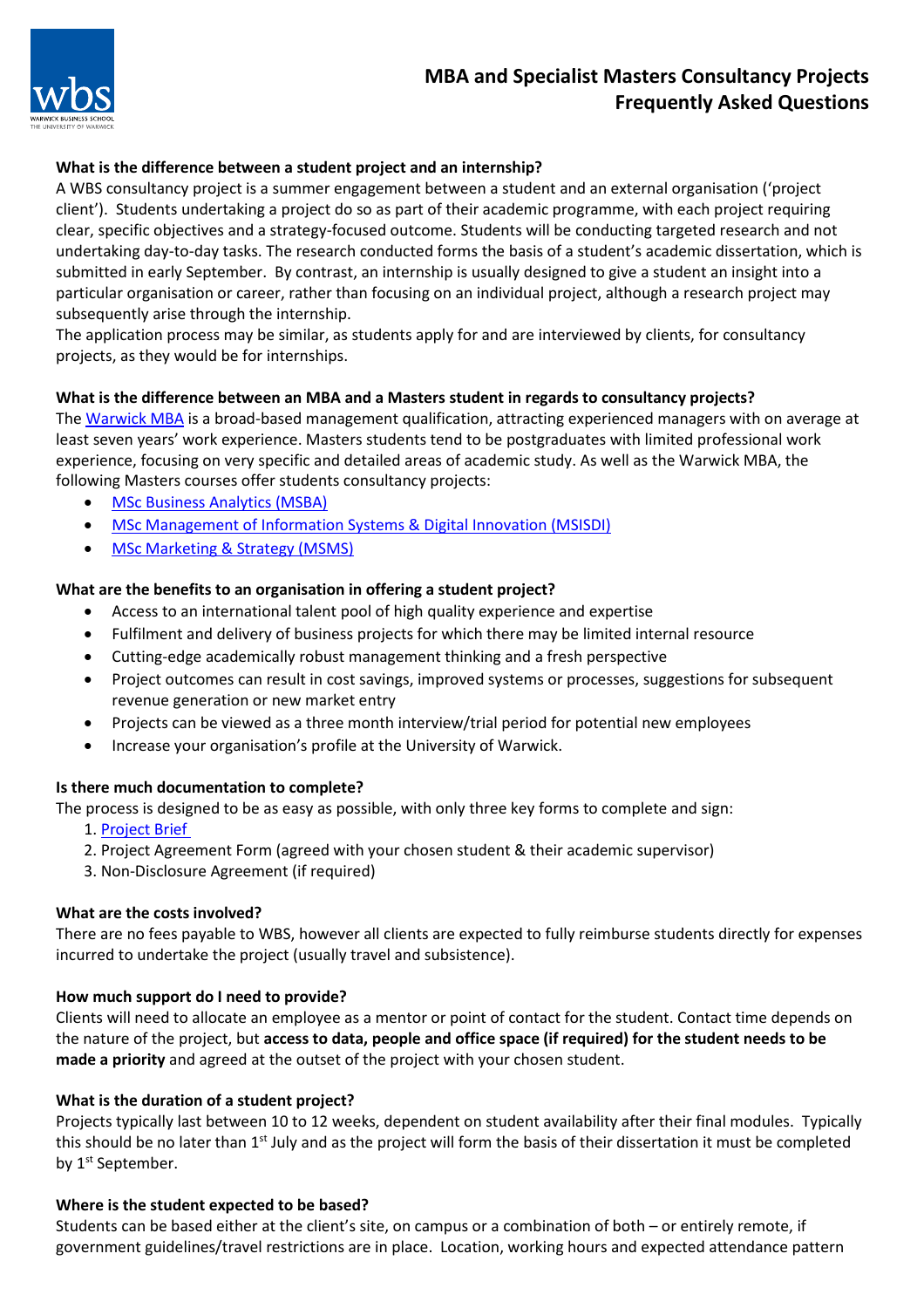# MBA and Specialist Masters Consultancy Projects
# Frequently Asked Questions

**What is the difference between a student project and an internship?**

A WBS consultancy project is a summer engagement between a student and an external organisation ('project client'). Students undertaking a project do so as part of their academic programme, with each project requiring clear, specific objectives and a strategy-focused outcome. Students will be conducting targeted research and not undertaking day-to-day tasks. The research conducted forms the basis of a student's academic dissertation, which is submitted in early September. By contrast, an internship is usually designed to give a student an insight into a particular organisation or career, rather than focusing on an individual project, although a research project may subsequently arise through the internship.

The application process may be similar, as students apply for and are interviewed by clients, for consultancy projects, as they would be for internships.

**What is the difference between an MBA and a Masters student in regards to consultancy projects?**

The Warwick MBA is a broad-based management qualification, attracting experienced managers with on average at least seven years' work experience. Masters students tend to be postgraduates with limited professional work experience, focusing on very specific and detailed areas of academic study. As well as the Warwick MBA, the following Masters courses offer students consultancy projects:

- MSc Business Analytics (MSBA)
- MSc Management of Information Systems & Digital Innovation (MSISDI)
- MSc Marketing & Strategy (MSMS)

**What are the benefits to an organisation in offering a student project?**

- Access to an international talent pool of high quality experience and expertise
- Fulfilment and delivery of business projects for which there may be limited internal resource
- Cutting-edge academically robust management thinking and a fresh perspective
- Project outcomes can result in cost savings, improved systems or processes, suggestions for subsequent revenue generation or new market entry
- Projects can be viewed as a three month interview/trial period for potential new employees
- Increase your organisation's profile at the University of Warwick.

**Is there much documentation to complete?**

The process is designed to be as easy as possible, with only three key forms to complete and sign:

1. Project Brief
2. Project Agreement Form (agreed with your chosen student & their academic supervisor)
3. Non-Disclosure Agreement (if required)

**What are the costs involved?**

There are no fees payable to WBS, however all clients are expected to fully reimburse students directly for expenses incurred to undertake the project (usually travel and subsistence).

**How much support do I need to provide?**

Clients will need to allocate an employee as a mentor or point of contact for the student. Contact time depends on the nature of the project, but **access to data, people and office space (if required) for the student needs to be made a priority** and agreed at the outset of the project with your chosen student.

**What is the duration of a student project?**

Projects typically last between 10 to 12 weeks, dependent on student availability after their final modules. Typically this should be no later than 1st July and as the project will form the basis of their dissertation it must be completed by 1st September.

**Where is the student expected to be based?**

Students can be based either at the client's site, on campus or a combination of both – or entirely remote, if government guidelines/travel restrictions are in place. Location, working hours and expected attendance pattern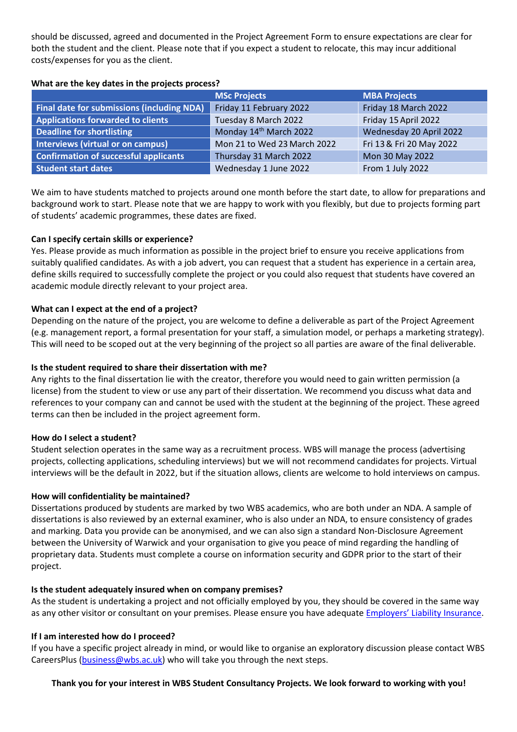should be discussed, agreed and documented in the Project Agreement Form to ensure expectations are clear for both the student and the client. Please note that if you expect a student to relocate, this may incur additional costs/expenses for you as the client.

**What are the key dates in the projects process?**

| | MSc Projects | MBA Projects |
|---|---|---|
| Final date for submissions (including NDA) | Friday 11 February 2022 | Friday 18 March 2022 |
| Applications forwarded to clients | Tuesday 8 March 2022 | Friday 15 April 2022 |
| Deadline for shortlisting | Monday 14th March 2022 | Wednesday 20 April 2022 |
| Interviews (virtual or on campus) | Mon 21 to Wed 23 March 2022 | Fri 13 & Fri 20 May 2022 |
| Confirmation of successful applicants | Thursday 31 March 2022 | Mon 30 May 2022 |
| Student start dates | Wednesday 1 June 2022 | From 1 July 2022 |

We aim to have students matched to projects around one month before the start date, to allow for preparations and background work to start. Please note that we are happy to work with you flexibly, but due to projects forming part of students' academic programmes, these dates are fixed.

**Can I specify certain skills or experience?**
Yes. Please provide as much information as possible in the project brief to ensure you receive applications from suitably qualified candidates. As with a job advert, you can request that a student has experience in a certain area, define skills required to successfully complete the project or you could also request that students have covered an academic module directly relevant to your project area.

**What can I expect at the end of a project?**
Depending on the nature of the project, you are welcome to define a deliverable as part of the Project Agreement (e.g. management report, a formal presentation for your staff, a simulation model, or perhaps a marketing strategy). This will need to be scoped out at the very beginning of the project so all parties are aware of the final deliverable.

**Is the student required to share their dissertation with me?**
Any rights to the final dissertation lie with the creator, therefore you would need to gain written permission (a license) from the student to view or use any part of their dissertation. We recommend you discuss what data and references to your company can and cannot be used with the student at the beginning of the project. These agreed terms can then be included in the project agreement form.

**How do I select a student?**
Student selection operates in the same way as a recruitment process. WBS will manage the process (advertising projects, collecting applications, scheduling interviews) but we will not recommend candidates for projects. Virtual interviews will be the default in 2022, but if the situation allows, clients are welcome to hold interviews on campus.

**How will confidentiality be maintained?**
Dissertations produced by students are marked by two WBS academics, who are both under an NDA. A sample of dissertations is also reviewed by an external examiner, who is also under an NDA, to ensure consistency of grades and marking. Data you provide can be anonymised, and we can also sign a standard Non-Disclosure Agreement between the University of Warwick and your organisation to give you peace of mind regarding the handling of proprietary data. Students must complete a course on information security and GDPR prior to the start of their project.

**Is the student adequately insured when on company premises?**
As the student is undertaking a project and not officially employed by you, they should be covered in the same way as any other visitor or consultant on your premises. Please ensure you have adequate Employers' Liability Insurance.

**If I am interested how do I proceed?**
If you have a specific project already in mind, or would like to organise an exploratory discussion please contact WBS CareersPlus (business@wbs.ac.uk) who will take you through the next steps.

**Thank you for your interest in WBS Student Consultancy Projects. We look forward to working with you!**